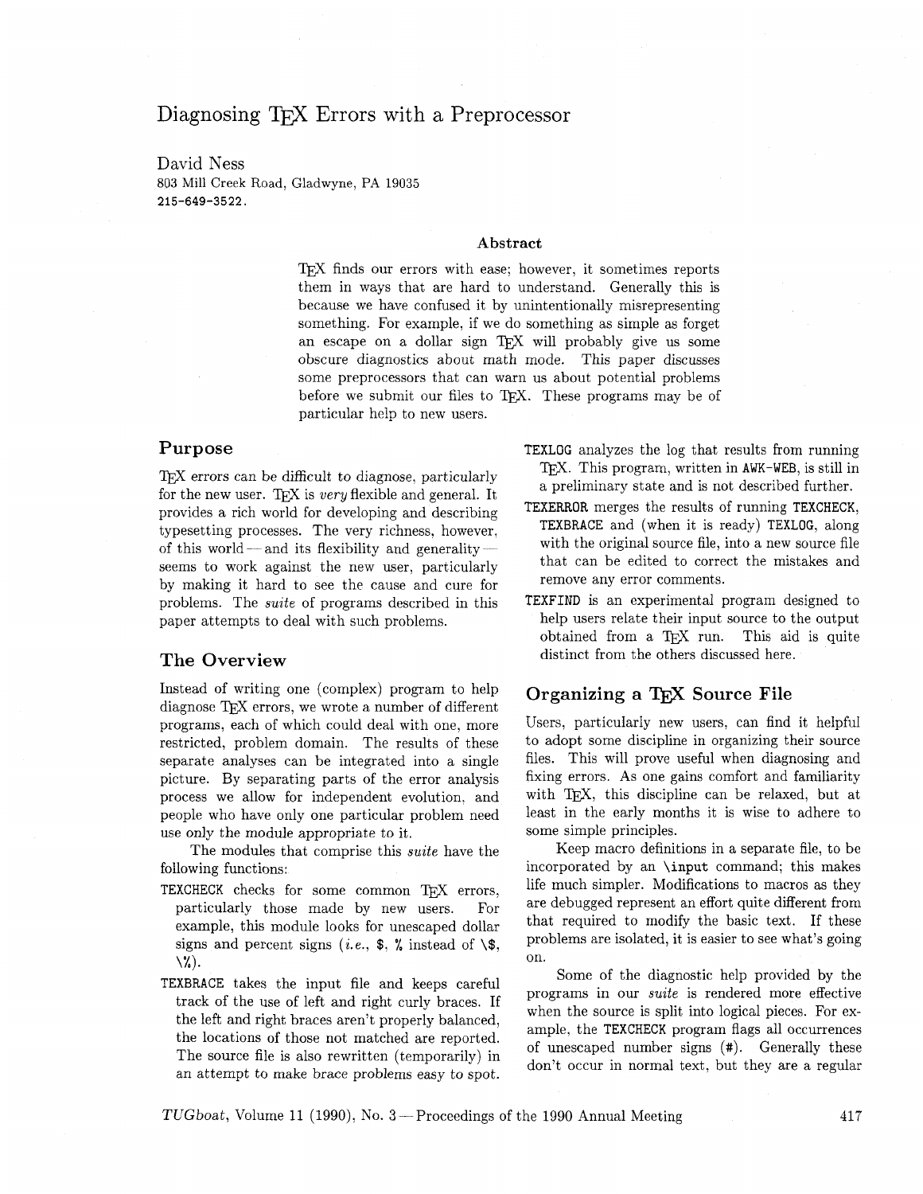# Diagnosing TeX Errors with a Preprocessor

David Ness
803 Mill Creek Road, Gladwyne, PA 19035
215-649-3522.

### Abstract

TeX finds our errors with ease; however, it sometimes reports them in ways that are hard to understand. Generally this is because we have confused it by unintentionally misrepresenting something. For example, if we do something as simple as forget an escape on a dollar sign TeX will probably give us some obscure diagnostics about math mode. This paper discusses some preprocessors that can warn us about potential problems before we submit our files to TeX. These programs may be of particular help to new users.

## Purpose

TeX errors can be difficult to diagnose, particularly for the new user. TeX is *very* flexible and general. It provides a rich world for developing and describing typesetting processes. The very richness, however, of this world — and its flexibility and generality — seems to work against the new user, particularly by making it hard to see the cause and cure for problems. The *suite* of programs described in this paper attempts to deal with such problems.

## The Overview

Instead of writing one (complex) program to help diagnose TeX errors, we wrote a number of different programs, each of which could deal with one, more restricted, problem domain. The results of these separate analyses can be integrated into a single picture. By separating parts of the error analysis process we allow for independent evolution, and people who have only one particular problem need use only the module appropriate to it.

The modules that comprise this *suite* have the following functions:

- `TEXCHECK` checks for some common TeX errors, particularly those made by new users. For example, this module looks for unescaped dollar signs and percent signs (*i.e.*, `$`, `%` instead of `\$`, `\%`).
- `TEXBRACE` takes the input file and keeps careful track of the use of left and right curly braces. If the left and right braces aren't properly balanced, the locations of those not matched are reported. The source file is also rewritten (temporarily) in an attempt to make brace problems easy to spot.
- `TEXLOG` analyzes the log that results from running TeX. This program, written in `AWK-WEB`, is still in a preliminary state and is not described further.
- `TEXERROR` merges the results of running `TEXCHECK`, `TEXBRACE` and (when it is ready) `TEXLOG`, along with the original source file, into a new source file that can be edited to correct the mistakes and remove any error comments.
- `TEXFIND` is an experimental program designed to help users relate their input source to the output obtained from a TeX run. This aid is quite distinct from the others discussed here.

## Organizing a TeX Source File

Users, particularly new users, can find it helpful to adopt some discipline in organizing their source files. This will prove useful when diagnosing and fixing errors. As one gains comfort and familiarity with TeX, this discipline can be relaxed, but at least in the early months it is wise to adhere to some simple principles.

Keep macro definitions in a separate file, to be incorporated by an `\input` command; this makes life much simpler. Modifications to macros as they are debugged represent an effort quite different from that required to modify the basic text. If these problems are isolated, it is easier to see what's going on.

Some of the diagnostic help provided by the programs in our *suite* is rendered more effective when the source is split into logical pieces. For example, the `TEXCHECK` program flags all occurrences of unescaped number signs (`#`). Generally these don't occur in normal text, but they are a regular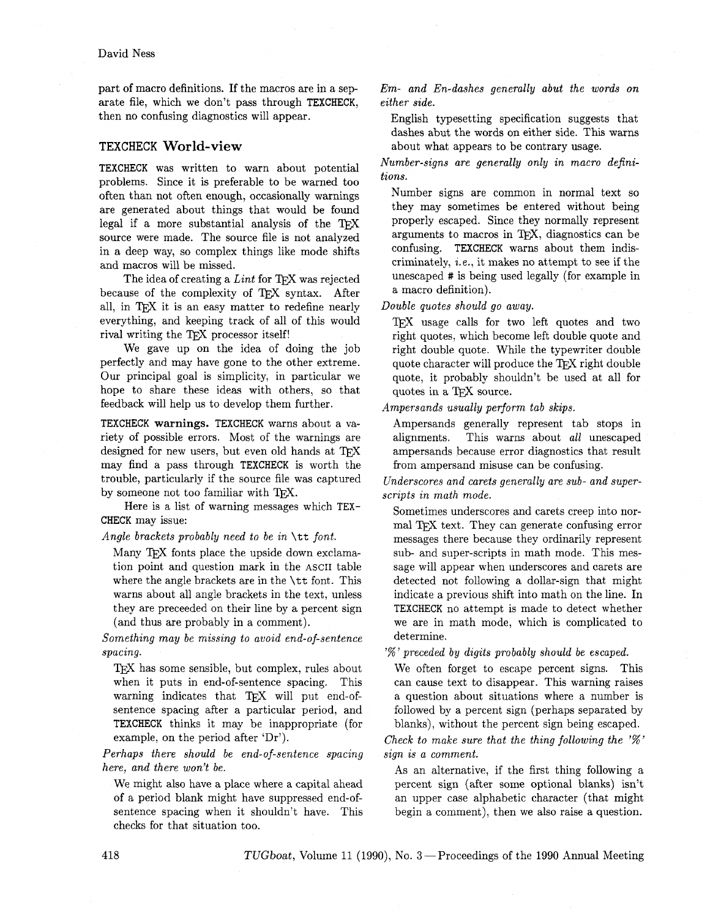part of macro definitions. If the macros are in a separate file, which we don't pass through TEXCHECK, then no confusing diagnostics will appear.

## TEXCHECK World-view

TEXCHECK was written to warn about potential problems. Since it is preferable to be warned too often than not often enough, occasionally warnings are generated about things that would be found legal if a more substantial analysis of the TeX source were made. The source file is not analyzed in a deep way, so complex things like mode shifts and macros will be missed.

The idea of creating a *Lint* for TeX was rejected because of the complexity of TeX syntax. After all, in TeX it is an easy matter to redefine nearly everything, and keeping track of all of this would rival writing the TeX processor itself!

We gave up on the idea of doing the job perfectly and may have gone to the other extreme. Our principal goal is simplicity, in particular we hope to share these ideas with others, so that feedback will help us to develop them further.

**TEXCHECK warnings.** TEXCHECK warns about a variety of possible errors. Most of the warnings are designed for new users, but even old hands at TeX may find a pass through TEXCHECK is worth the trouble, particularly if the source file was captured by someone not too familiar with TeX.

Here is a list of warning messages which TEXCHECK may issue:

*Angle brackets probably need to be in `\tt` font.*

Many TeX fonts place the upside down exclamation point and question mark in the ASCII table where the angle brackets are in the `\tt` font. This warns about all angle brackets in the text, unless they are preceeded on their line by a percent sign (and thus are probably in a comment).

*Something may be missing to avoid end-of-sentence spacing.*

TeX has some sensible, but complex, rules about when it puts in end-of-sentence spacing. This warning indicates that TeX will put end-of-sentence spacing after a particular period, and TEXCHECK thinks it may be inappropriate (for example, on the period after 'Dr').

*Perhaps there should be end-of-sentence spacing here, and there won't be.*

We might also have a place where a capital ahead of a period blank might have suppressed end-of-sentence spacing when it shouldn't have. This checks for that situation too.

*Em- and En-dashes generally abut the words on either side.*

English typesetting specification suggests that dashes abut the words on either side. This warns about what appears to be contrary usage.

*Number-signs are generally only in macro definitions.*

Number signs are common in normal text so they may sometimes be entered without being properly escaped. Since they normally represent arguments to macros in TeX, diagnostics can be confusing. TEXCHECK warns about them indiscriminately, *i.e.*, it makes no attempt to see if the unescaped # is being used legally (for example in a macro definition).

*Double quotes should go away.*

TeX usage calls for two left quotes and two right quotes, which become left double quote and right double quote. While the typewriter double quote character will produce the TeX right double quote, it probably shouldn't be used at all for quotes in a TeX source.

*Ampersands usually perform tab skips.*

Ampersands generally represent tab stops in alignments. This warns about *all* unescaped ampersands because error diagnostics that result from ampersand misuse can be confusing.

*Underscores and carets generally are sub- and superscripts in math mode.*

Sometimes underscores and carets creep into normal TeX text. They can generate confusing error messages there because they ordinarily represent sub- and super-scripts in math mode. This message will appear when underscores and carets are detected not following a dollar-sign that might indicate a previous shift into math on the line. In TEXCHECK no attempt is made to detect whether we are in math mode, which is complicated to determine.

*'%' preceded by digits probably should be escaped.*

We often forget to escape percent signs. This can cause text to disappear. This warning raises a question about situations where a number is followed by a percent sign (perhaps separated by blanks), without the percent sign being escaped.

*Check to make sure that the thing following the '%' sign is a comment.*

As an alternative, if the first thing following a percent sign (after some optional blanks) isn't an upper case alphabetic character (that might begin a comment), then we also raise a question.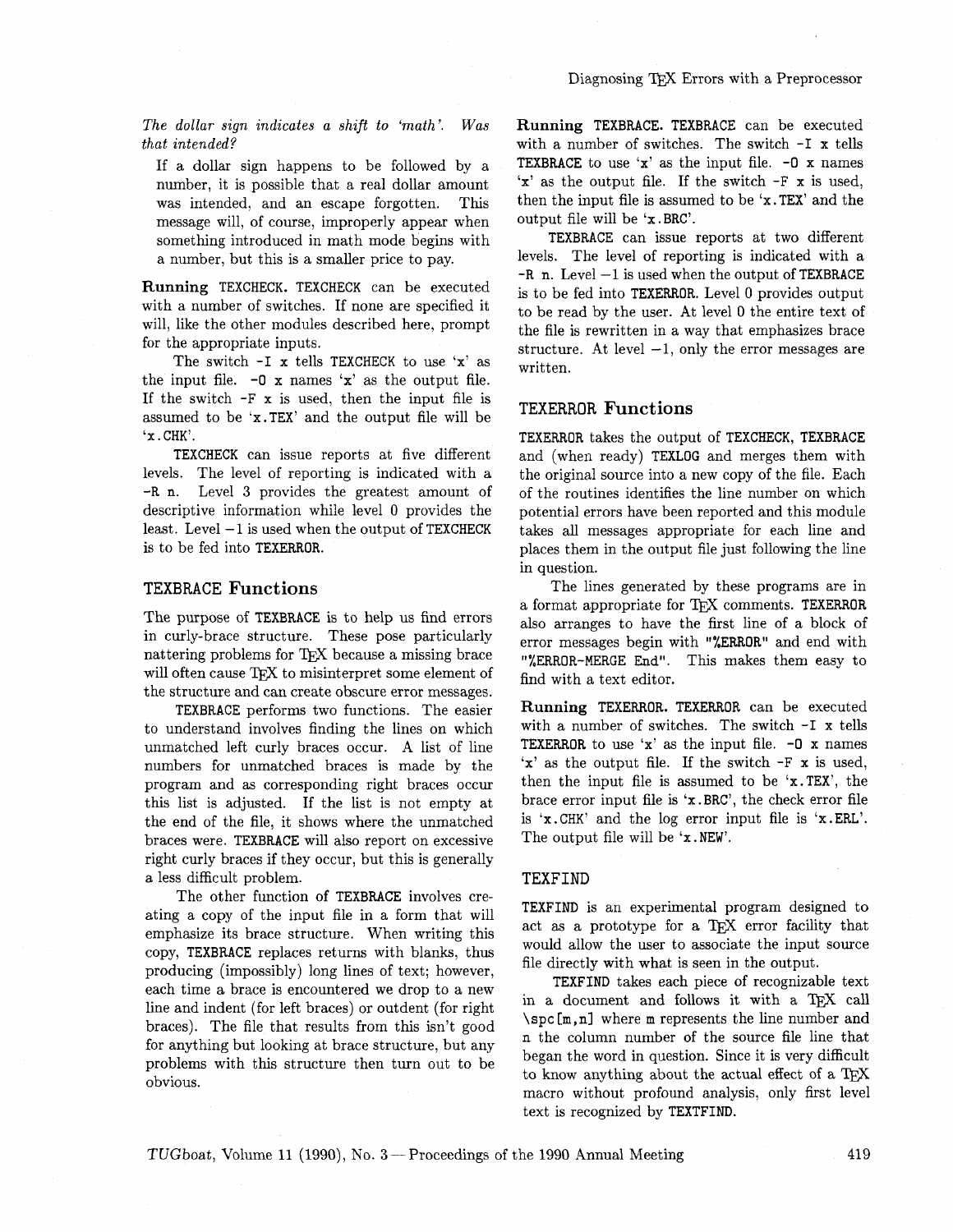*The dollar sign indicates a shift to 'math'. Was that intended?*

If a dollar sign happens to be followed by a number, it is possible that a real dollar amount was intended, and an escape forgotten. This message will, of course, improperly appear when something introduced in math mode begins with a number, but this is a smaller price to pay.

**Running** TEXCHECK. TEXCHECK can be executed with a number of switches. If none are specified it will, like the other modules described here, prompt for the appropriate inputs.

The switch `-I x` tells TEXCHECK to use 'x' as the input file. `-O x` names 'x' as the output file. If the switch `-F x` is used, then the input file is assumed to be 'x.TEX' and the output file will be 'x.CHK'.

TEXCHECK can issue reports at five different levels. The level of reporting is indicated with a `-R n`. Level 3 provides the greatest amount of descriptive information while level 0 provides the least. Level −1 is used when the output of TEXCHECK is to be fed into TEXERROR.

## TEXBRACE Functions

The purpose of TEXBRACE is to help us find errors in curly-brace structure. These pose particularly nattering problems for TeX because a missing brace will often cause TeX to misinterpret some element of the structure and can create obscure error messages.

TEXBRACE performs two functions. The easier to understand involves finding the lines on which unmatched left curly braces occur. A list of line numbers for unmatched braces is made by the program and as corresponding right braces occur this list is adjusted. If the list is not empty at the end of the file, it shows where the unmatched braces were. TEXBRACE will also report on excessive right curly braces if they occur, but this is generally a less difficult problem.

The other function of TEXBRACE involves creating a copy of the input file in a form that will emphasize its brace structure. When writing this copy, TEXBRACE replaces returns with blanks, thus producing (impossibly) long lines of text; however, each time a brace is encountered we drop to a new line and indent (for left braces) or outdent (for right braces). The file that results from this isn't good for anything but looking at brace structure, but any problems with this structure then turn out to be obvious.

**Running** TEXBRACE. TEXBRACE can be executed with a number of switches. The switch `-I x` tells TEXBRACE to use 'x' as the input file. `-O x` names 'x' as the output file. If the switch `-F x` is used, then the input file is assumed to be 'x.TEX' and the output file will be 'x.BRC'.

TEXBRACE can issue reports at two different levels. The level of reporting is indicated with a `-R n`. Level −1 is used when the output of TEXBRACE is to be fed into TEXERROR. Level 0 provides output to be read by the user. At level 0 the entire text of the file is rewritten in a way that emphasizes brace structure. At level −1, only the error messages are written.

## TEXERROR Functions

TEXERROR takes the output of TEXCHECK, TEXBRACE and (when ready) TEXLOG and merges them with the original source into a new copy of the file. Each of the routines identifies the line number on which potential errors have been reported and this module takes all messages appropriate for each line and places them in the output file just following the line in question.

The lines generated by these programs are in a format appropriate for TeX comments. TEXERROR also arranges to have the first line of a block of error messages begin with "%ERROR" and end with "%ERROR-MERGE End". This makes them easy to find with a text editor.

**Running** TEXERROR. TEXERROR can be executed with a number of switches. The switch `-I x` tells TEXERROR to use 'x' as the input file. `-O x` names 'x' as the output file. If the switch `-F x` is used, then the input file is assumed to be 'x.TEX', the brace error input file is 'x.BRC', the check error file is 'x.CHK' and the log error input file is 'x.ERL'. The output file will be 'x.NEW'.

## TEXFIND

TEXFIND is an experimental program designed to act as a prototype for a TeX error facility that would allow the user to associate the input source file directly with what is seen in the output.

TEXFIND takes each piece of recognizable text in a document and follows it with a TeX call `\spc[m,n]` where m represents the line number and n the column number of the source file line that began the word in question. Since it is very difficult to know anything about the actual effect of a TeX macro without profound analysis, only first level text is recognized by TEXTFIND.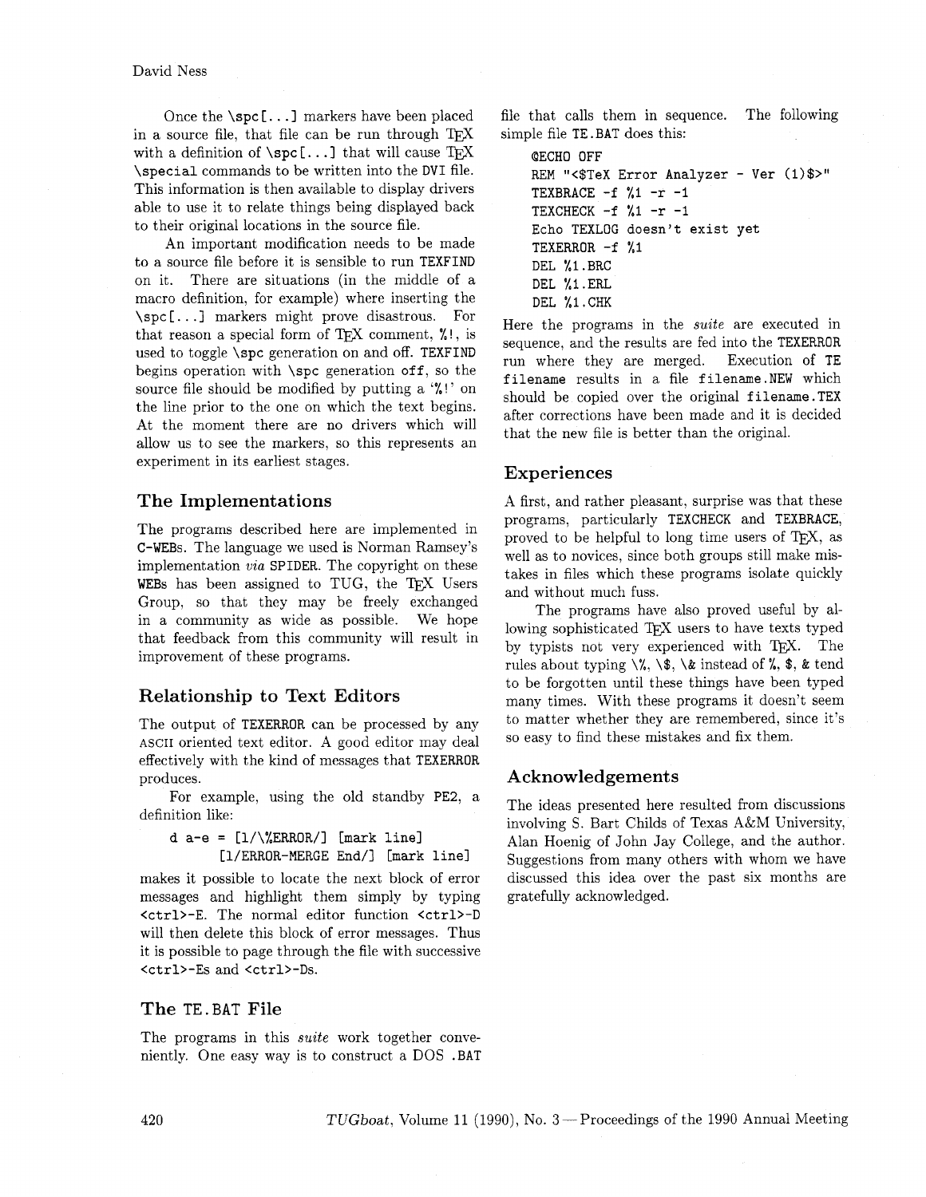Once the \spc[...] markers have been placed in a source file, that file can be run through TeX with a definition of \spc[...] that will cause TeX \special commands to be written into the DVI file. This information is then available to display drivers able to use it to relate things being displayed back to their original locations in the source file.

An important modification needs to be made to a source file before it is sensible to run TEXFIND on it. There are situations (in the middle of a macro definition, for example) where inserting the \spc[...] markers might prove disastrous. For that reason a special form of TeX comment, %!, is used to toggle \spc generation on and off. TEXFIND begins operation with \spc generation off, so the source file should be modified by putting a '%!' on the line prior to the one on which the text begins. At the moment there are no drivers which will allow us to see the markers, so this represents an experiment in its earliest stages.

## The Implementations

The programs described here are implemented in C-WEBs. The language we used is Norman Ramsey's implementation *via* SPIDER. The copyright on these WEBs has been assigned to TUG, the TeX Users Group, so that they may be freely exchanged in a community as wide as possible. We hope that feedback from this community will result in improvement of these programs.

## Relationship to Text Editors

The output of TEXERROR can be processed by any ASCII oriented text editor. A good editor may deal effectively with the kind of messages that TEXERROR produces.

For example, using the old standby PE2, a definition like:

```
d a-e = [l/\%ERROR/] [mark line]
        [l/ERROR-MERGE End/] [mark line]
```

makes it possible to locate the next block of error messages and highlight them simply by typing <ctrl>-E. The normal editor function <ctrl>-D will then delete this block of error messages. Thus it is possible to page through the file with successive <ctrl>-Es and <ctrl>-Ds.

## The TE.BAT File

The programs in this *suite* work together conveniently. One easy way is to construct a DOS .BAT file that calls them in sequence. The following simple file TE.BAT does this:

```
@ECHO OFF
REM "<$TeX Error Analyzer - Ver (1)$>"
TEXBRACE -f %1 -r -1
TEXCHECK -f %1 -r -1
Echo TEXLOG doesn't exist yet
TEXERROR -f %1
DEL %1.BRC
DEL %1.ERL
DEL %1.CHK
```

Here the programs in the *suite* are executed in sequence, and the results are fed into the TEXERROR run where they are merged. Execution of TE filename results in a file filename.NEW which should be copied over the original filename.TEX after corrections have been made and it is decided that the new file is better than the original.

## Experiences

A first, and rather pleasant, surprise was that these programs, particularly TEXCHECK and TEXBRACE, proved to be helpful to long time users of TeX, as well as to novices, since both groups still make mistakes in files which these programs isolate quickly and without much fuss.

The programs have also proved useful by allowing sophisticated TeX users to have texts typed by typists not very experienced with TeX. The rules about typing \%, \$, \& instead of %, $, & tend to be forgotten until these things have been typed many times. With these programs it doesn't seem to matter whether they are remembered, since it's so easy to find these mistakes and fix them.

## Acknowledgements

The ideas presented here resulted from discussions involving S. Bart Childs of Texas A&M University, Alan Hoenig of John Jay College, and the author. Suggestions from many others with whom we have discussed this idea over the past six months are gratefully acknowledged.